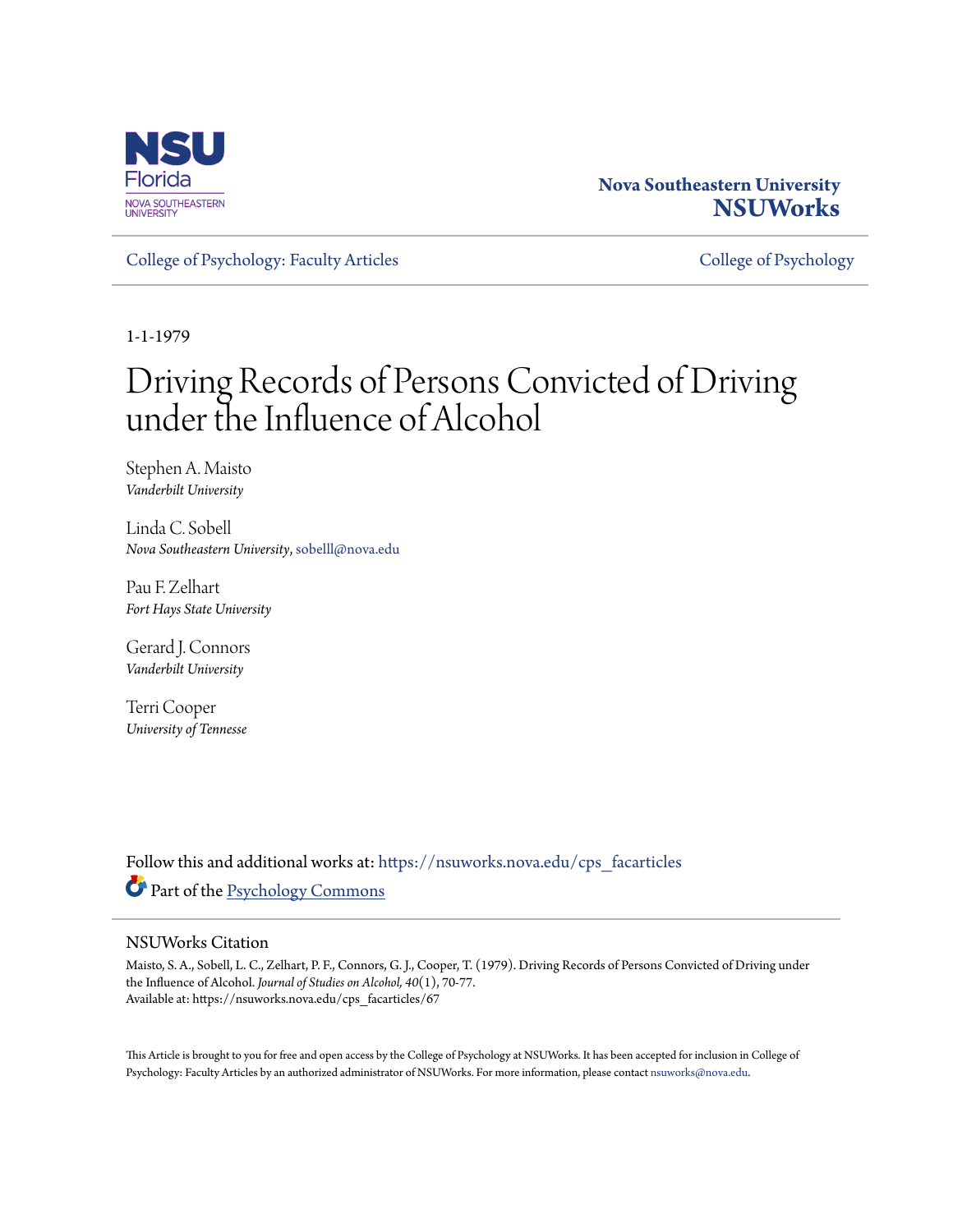Nova Southeastern University
**NSUWorks**

College of Psychology: Faculty Articles

College of Psychology

1-1-1979

# Driving Records of Persons Convicted of Driving under the Influence of Alcohol

Stephen A. Maisto
*Vanderbilt University*

Linda C. Sobell
*Nova Southeastern University*, sobelll@nova.edu

Pau F. Zelhart
*Fort Hays State University*

Gerard J. Connors
*Vanderbilt University*

Terri Cooper
*University of Tennesse*

Follow this and additional works at: https://nsuworks.nova.edu/cps_facarticles

Part of the Psychology Commons

## NSUWorks Citation

Maisto, S. A., Sobell, L. C., Zelhart, P. F., Connors, G. J., Cooper, T. (1979). Driving Records of Persons Convicted of Driving under the Influence of Alcohol. *Journal of Studies on Alcohol, 40*(1), 70-77.
Available at: https://nsuworks.nova.edu/cps_facarticles/67

This Article is brought to you for free and open access by the College of Psychology at NSUWorks. It has been accepted for inclusion in College of Psychology: Faculty Articles by an authorized administrator of NSUWorks. For more information, please contact nsuworks@nova.edu.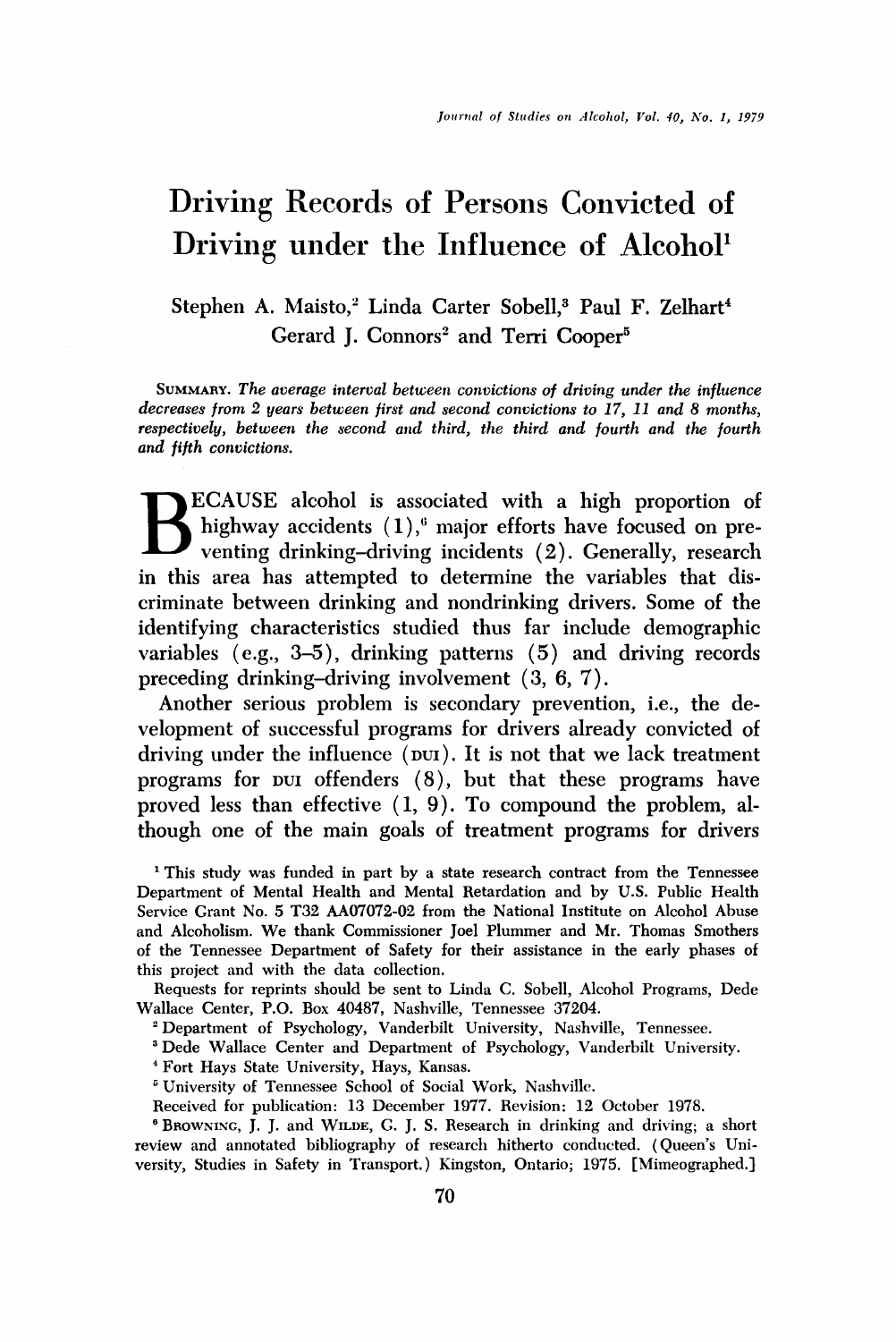# Driving Records of Persons Convicted of Driving under the Influence of Alcohol[1]

Stephen A. Maisto,[2] Linda Carter Sobell,[3] Paul F. Zelhart[4] Gerard J. Connors[2] and Terri Cooper[5]

SUMMARY. *The average interval between convictions of driving under the influence decreases from 2 years between first and second convictions to 17, 11 and 8 months, respectively, between the second and third, the third and fourth and the fourth and fifth convictions.*

BECAUSE alcohol is associated with a high proportion of highway accidents (1),[6] major efforts have focused on preventing drinking–driving incidents (2). Generally, research in this area has attempted to determine the variables that discriminate between drinking and nondrinking drivers. Some of the identifying characteristics studied thus far include demographic variables (e.g., 3–5), drinking patterns (5) and driving records preceding drinking–driving involvement (3, 6, 7).

Another serious problem is secondary prevention, i.e., the development of successful programs for drivers already convicted of driving under the influence (DUI). It is not that we lack treatment programs for DUI offenders (8), but that these programs have proved less than effective (1, 9). To compound the problem, although one of the main goals of treatment programs for drivers

---

[1] This study was funded in part by a state research contract from the Tennessee Department of Mental Health and Mental Retardation and by U.S. Public Health Service Grant No. 5 T32 AA07072-02 from the National Institute on Alcohol Abuse and Alcoholism. We thank Commissioner Joel Plummer and Mr. Thomas Smothers of the Tennessee Department of Safety for their assistance in the early phases of this project and with the data collection.

Requests for reprints should be sent to Linda C. Sobell, Alcohol Programs, Dede Wallace Center, P.O. Box 40487, Nashville, Tennessee 37204.

[2] Department of Psychology, Vanderbilt University, Nashville, Tennessee.

[3] Dede Wallace Center and Department of Psychology, Vanderbilt University.

[4] Fort Hays State University, Hays, Kansas.

[5] University of Tennessee School of Social Work, Nashville.

Received for publication: 13 December 1977. Revision: 12 October 1978.

[6] BROWNING, J. J. and WILDE, G. J. S. Research in drinking and driving; a short review and annotated bibliography of research hitherto conducted. (Queen's University, Studies in Safety in Transport.) Kingston, Ontario; 1975. [Mimeographed.]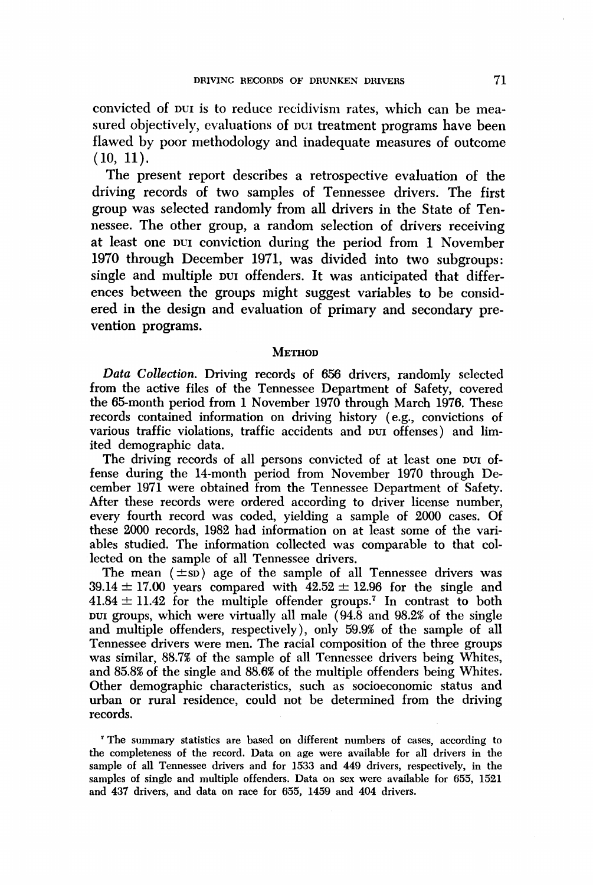convicted of DUI is to reduce recidivism rates, which can be measured objectively, evaluations of DUI treatment programs have been flawed by poor methodology and inadequate measures of outcome (10, 11).

The present report describes a retrospective evaluation of the driving records of two samples of Tennessee drivers. The first group was selected randomly from all drivers in the State of Tennessee. The other group, a random selection of drivers receiving at least one DUI conviction during the period from 1 November 1970 through December 1971, was divided into two subgroups: single and multiple DUI offenders. It was anticipated that differences between the groups might suggest variables to be considered in the design and evaluation of primary and secondary prevention programs.

## Method

*Data Collection.* Driving records of 656 drivers, randomly selected from the active files of the Tennessee Department of Safety, covered the 65-month period from 1 November 1970 through March 1976. These records contained information on driving history (e.g., convictions of various traffic violations, traffic accidents and DUI offenses) and limited demographic data.

The driving records of all persons convicted of at least one DUI offense during the 14-month period from November 1970 through December 1971 were obtained from the Tennessee Department of Safety. After these records were ordered according to driver license number, every fourth record was coded, yielding a sample of 2000 cases. Of these 2000 records, 1982 had information on at least some of the variables studied. The information collected was comparable to that collected on the sample of all Tennessee drivers.

The mean ($\pm$SD) age of the sample of all Tennessee drivers was $39.14 \pm 17.00$ years compared with $42.52 \pm 12.96$ for the single and $41.84 \pm 11.42$ for the multiple offender groups.[7] In contrast to both DUI groups, which were virtually all male (94.8 and 98.2% of the single and multiple offenders, respectively), only 59.9% of the sample of all Tennessee drivers were men. The racial composition of the three groups was similar, 88.7% of the sample of all Tennessee drivers being Whites, and 85.8% of the single and 88.6% of the multiple offenders being Whites. Other demographic characteristics, such as socioeconomic status and urban or rural residence, could not be determined from the driving records.

[7] The summary statistics are based on different numbers of cases, according to the completeness of the record. Data on age were available for all drivers in the sample of all Tennessee drivers and for 1533 and 449 drivers, respectively, in the samples of single and multiple offenders. Data on sex were available for 655, 1521 and 437 drivers, and data on race for 655, 1459 and 404 drivers.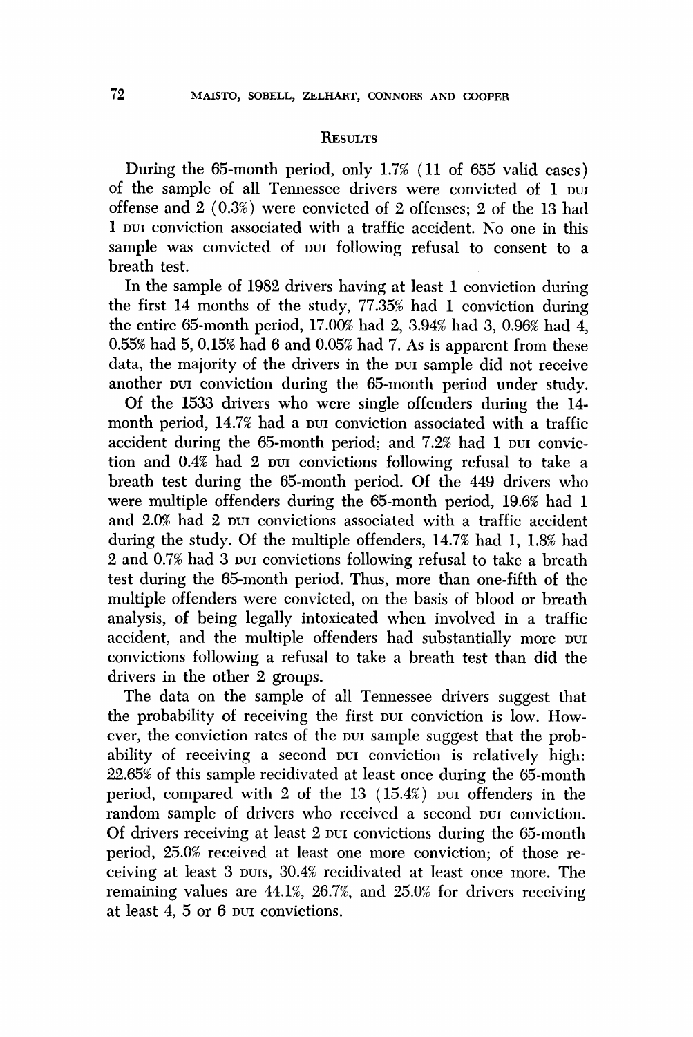## Results

During the 65-month period, only 1.7% (11 of 655 valid cases) of the sample of all Tennessee drivers were convicted of 1 DUI offense and 2 (0.3%) were convicted of 2 offenses; 2 of the 13 had 1 DUI conviction associated with a traffic accident. No one in this sample was convicted of DUI following refusal to consent to a breath test.

In the sample of 1982 drivers having at least 1 conviction during the first 14 months of the study, 77.35% had 1 conviction during the entire 65-month period, 17.00% had 2, 3.94% had 3, 0.96% had 4, 0.55% had 5, 0.15% had 6 and 0.05% had 7. As is apparent from these data, the majority of the drivers in the DUI sample did not receive another DUI conviction during the 65-month period under study.

Of the 1533 drivers who were single offenders during the 14-month period, 14.7% had a DUI conviction associated with a traffic accident during the 65-month period; and 7.2% had 1 DUI conviction and 0.4% had 2 DUI convictions following refusal to take a breath test during the 65-month period. Of the 449 drivers who were multiple offenders during the 65-month period, 19.6% had 1 and 2.0% had 2 DUI convictions associated with a traffic accident during the study. Of the multiple offenders, 14.7% had 1, 1.8% had 2 and 0.7% had 3 DUI convictions following refusal to take a breath test during the 65-month period. Thus, more than one-fifth of the multiple offenders were convicted, on the basis of blood or breath analysis, of being legally intoxicated when involved in a traffic accident, and the multiple offenders had substantially more DUI convictions following a refusal to take a breath test than did the drivers in the other 2 groups.

The data on the sample of all Tennessee drivers suggest that the probability of receiving the first DUI conviction is low. However, the conviction rates of the DUI sample suggest that the probability of receiving a second DUI conviction is relatively high: 22.65% of this sample recidivated at least once during the 65-month period, compared with 2 of the 13 (15.4%) DUI offenders in the random sample of drivers who received a second DUI conviction. Of drivers receiving at least 2 DUI convictions during the 65-month period, 25.0% received at least one more conviction; of those receiving at least 3 DUIs, 30.4% recidivated at least once more. The remaining values are 44.1%, 26.7%, and 25.0% for drivers receiving at least 4, 5 or 6 DUI convictions.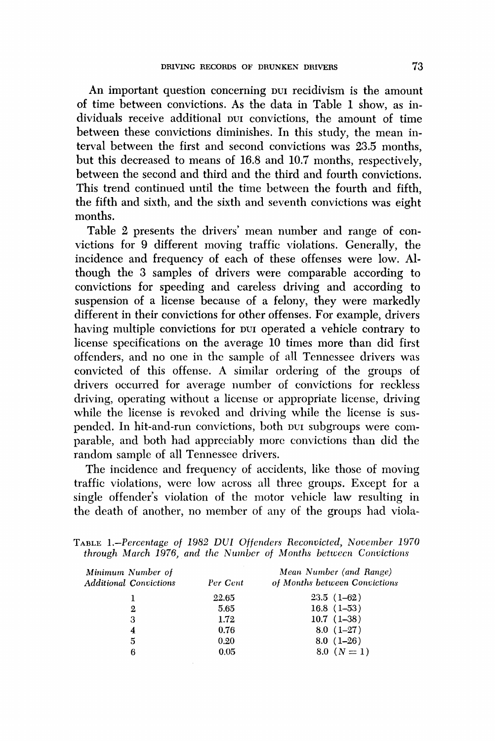An important question concerning DUI recidivism is the amount of time between convictions. As the data in Table 1 show, as individuals receive additional DUI convictions, the amount of time between these convictions diminishes. In this study, the mean interval between the first and second convictions was 23.5 months, but this decreased to means of 16.8 and 10.7 months, respectively, between the second and third and the third and fourth convictions. This trend continued until the time between the fourth and fifth, the fifth and sixth, and the sixth and seventh convictions was eight months.

Table 2 presents the drivers' mean number and range of convictions for 9 different moving traffic violations. Generally, the incidence and frequency of each of these offenses were low. Although the 3 samples of drivers were comparable according to convictions for speeding and careless driving and according to suspension of a license because of a felony, they were markedly different in their convictions for other offenses. For example, drivers having multiple convictions for DUI operated a vehicle contrary to license specifications on the average 10 times more than did first offenders, and no one in the sample of all Tennessee drivers was convicted of this offense. A similar ordering of the groups of drivers occurred for average number of convictions for reckless driving, operating without a license or appropriate license, driving while the license is revoked and driving while the license is suspended. In hit-and-run convictions, both DUI subgroups were comparable, and both had appreciably more convictions than did the random sample of all Tennessee drivers.

The incidence and frequency of accidents, like those of moving traffic violations, were low across all three groups. Except for a single offender's violation of the motor vehicle law resulting in the death of another, no member of any of the groups had viola-

TABLE 1.—*Percentage of 1982 DUI Offenders Reconvicted, November 1970 through March 1976, and the Number of Months between Convictions*

| *Minimum Number of Additional Convictions* | *Per Cent* | *Mean Number (and Range) of Months between Convictions* |
|---|---|---|
| 1 | 22.65 | 23.5 (1–62) |
| 2 | 5.65 | 16.8 (1–53) |
| 3 | 1.72 | 10.7 (1–38) |
| 4 | 0.76 | 8.0 (1–27) |
| 5 | 0.20 | 8.0 (1–26) |
| 6 | 0.05 | 8.0 ($N = 1$) |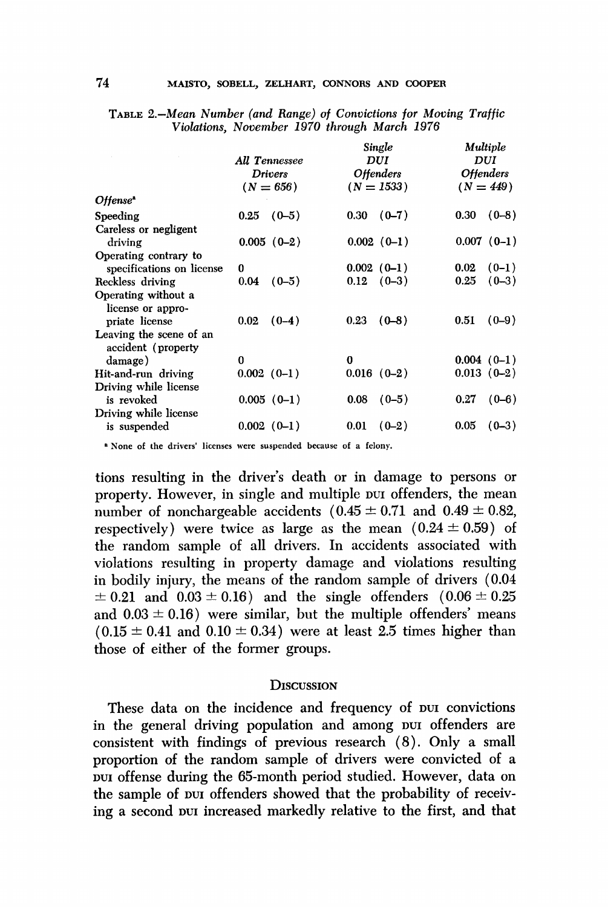TABLE 2.—*Mean Number (and Range) of Convictions for Moving Traffic Violations, November 1970 through March 1976*

| Offense[a] | All Tennessee Drivers ($N = 656$) | Single DUI Offenders ($N = 1533$) | Multiple DUI Offenders ($N = 449$) |
|---|---|---|---|
| Speeding | 0.25 (0–5) | 0.30 (0–7) | 0.30 (0–8) |
| Careless or negligent driving | 0.005 (0–2) | 0.002 (0–1) | 0.007 (0–1) |
| Operating contrary to specifications on license | 0 | 0.002 (0–1) | 0.02 (0–1) |
| Reckless driving | 0.04 (0–5) | 0.12 (0–3) | 0.25 (0–3) |
| Operating without a license or appropriate license | 0.02 (0–4) | 0.23 (0–8) | 0.51 (0–9) |
| Leaving the scene of an accident (property damage) | 0 | 0 | 0.004 (0–1) |
| Hit-and-run driving | 0.002 (0–1) | 0.016 (0–2) | 0.013 (0–2) |
| Driving while license is revoked | 0.005 (0–1) | 0.08 (0–5) | 0.27 (0–6) |
| Driving while license is suspended | 0.002 (0–1) | 0.01 (0–2) | 0.05 (0–3) |

[a] None of the drivers' licenses were suspended because of a felony.

tions resulting in the driver's death or in damage to persons or property. However, in single and multiple DUI offenders, the mean number of nonchargeable accidents ($0.45 \pm 0.71$ and $0.49 \pm 0.82$, respectively) were twice as large as the mean ($0.24 \pm 0.59$) of the random sample of all drivers. In accidents associated with violations resulting in property damage and violations resulting in bodily injury, the means of the random sample of drivers ($0.04 \pm 0.21$ and $0.03 \pm 0.16$) and the single offenders ($0.06 \pm 0.25$ and $0.03 \pm 0.16$) were similar, but the multiple offenders' means ($0.15 \pm 0.41$ and $0.10 \pm 0.34$) were at least 2.5 times higher than those of either of the former groups.

## Discussion

These data on the incidence and frequency of DUI convictions in the general driving population and among DUI offenders are consistent with findings of previous research (8). Only a small proportion of the random sample of drivers were convicted of a DUI offense during the 65-month period studied. However, data on the sample of DUI offenders showed that the probability of receiving a second DUI increased markedly relative to the first, and that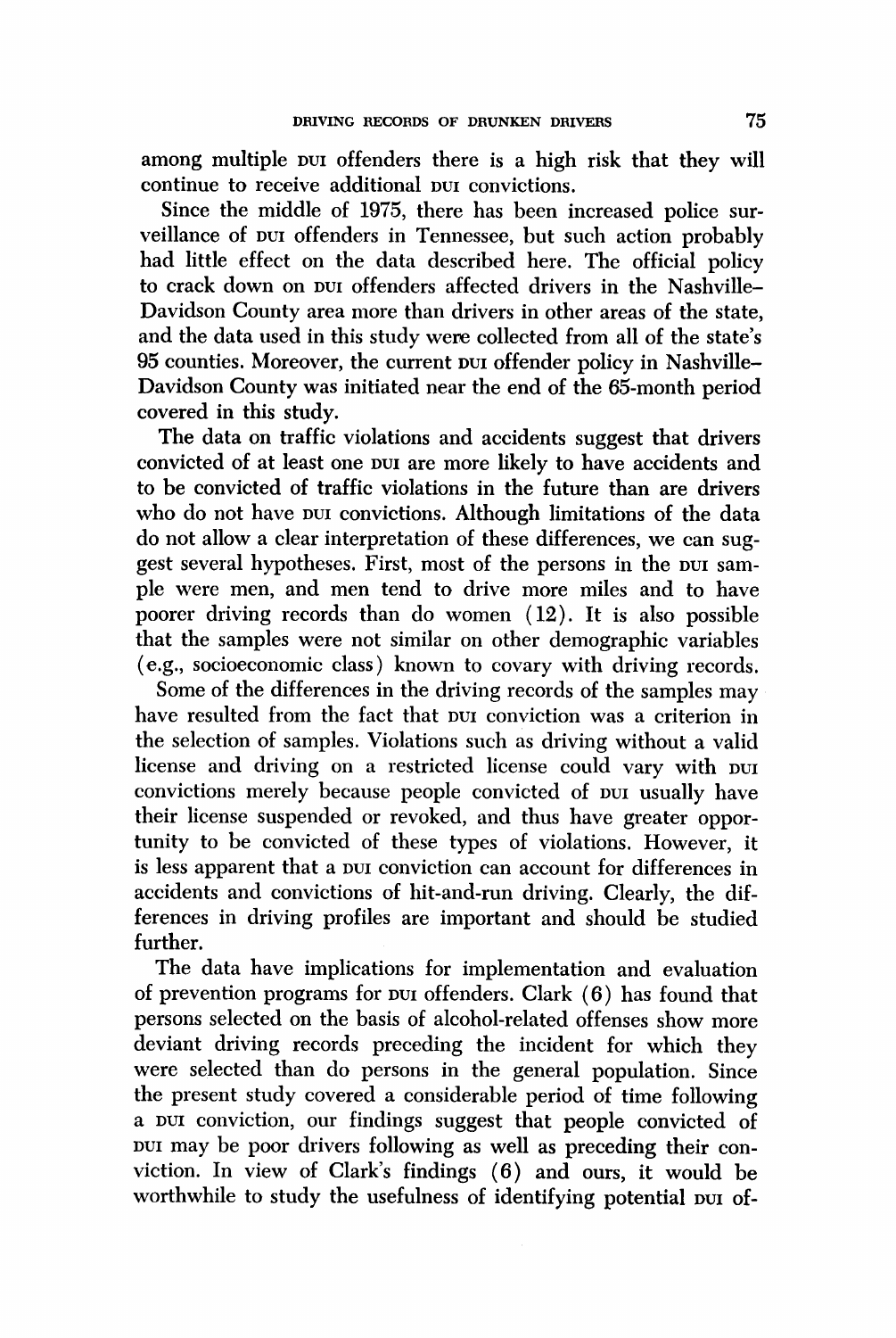among multiple DUI offenders there is a high risk that they will continue to receive additional DUI convictions.

Since the middle of 1975, there has been increased police surveillance of DUI offenders in Tennessee, but such action probably had little effect on the data described here. The official policy to crack down on DUI offenders affected drivers in the Nashville–Davidson County area more than drivers in other areas of the state, and the data used in this study were collected from all of the state's 95 counties. Moreover, the current DUI offender policy in Nashville–Davidson County was initiated near the end of the 65-month period covered in this study.

The data on traffic violations and accidents suggest that drivers convicted of at least one DUI are more likely to have accidents and to be convicted of traffic violations in the future than are drivers who do not have DUI convictions. Although limitations of the data do not allow a clear interpretation of these differences, we can suggest several hypotheses. First, most of the persons in the DUI sample were men, and men tend to drive more miles and to have poorer driving records than do women (12). It is also possible that the samples were not similar on other demographic variables (e.g., socioeconomic class) known to covary with driving records.

Some of the differences in the driving records of the samples may have resulted from the fact that DUI conviction was a criterion in the selection of samples. Violations such as driving without a valid license and driving on a restricted license could vary with DUI convictions merely because people convicted of DUI usually have their license suspended or revoked, and thus have greater opportunity to be convicted of these types of violations. However, it is less apparent that a DUI conviction can account for differences in accidents and convictions of hit-and-run driving. Clearly, the differences in driving profiles are important and should be studied further.

The data have implications for implementation and evaluation of prevention programs for DUI offenders. Clark (6) has found that persons selected on the basis of alcohol-related offenses show more deviant driving records preceding the incident for which they were selected than do persons in the general population. Since the present study covered a considerable period of time following a DUI conviction, our findings suggest that people convicted of DUI may be poor drivers following as well as preceding their conviction. In view of Clark's findings (6) and ours, it would be worthwhile to study the usefulness of identifying potential DUI of-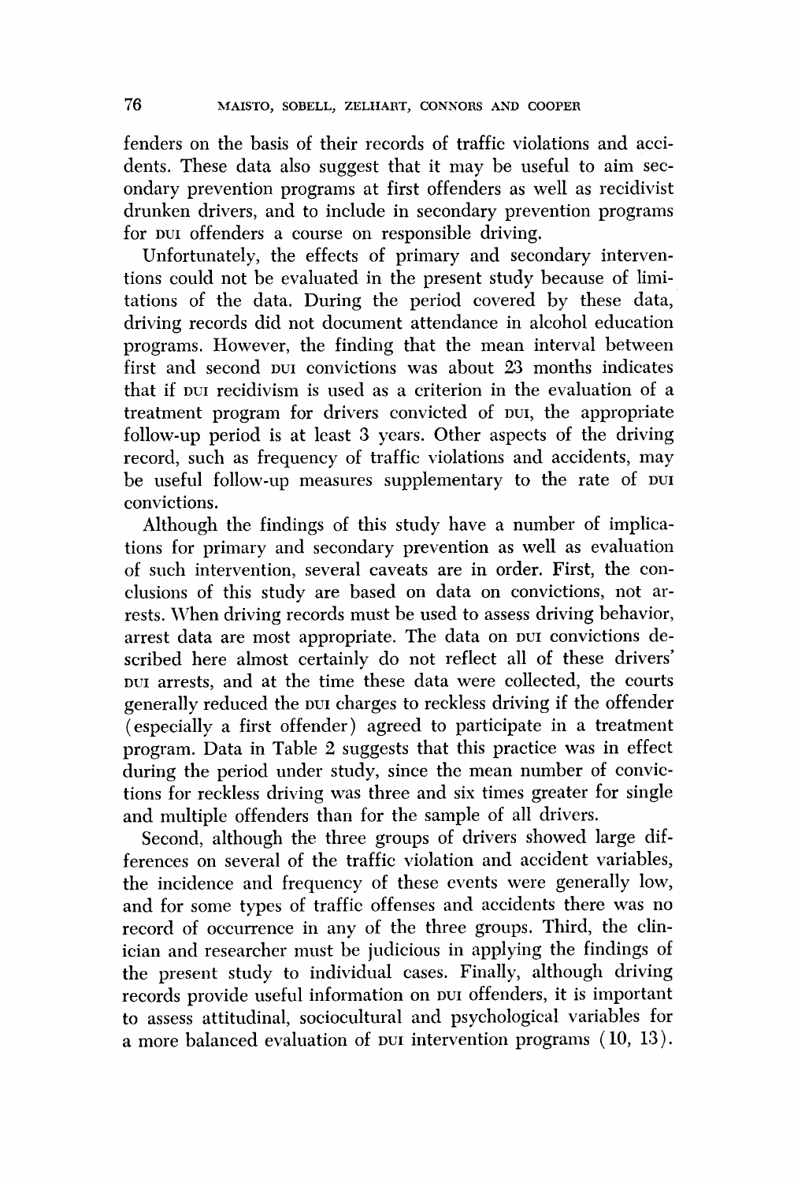fenders on the basis of their records of traffic violations and accidents. These data also suggest that it may be useful to aim secondary prevention programs at first offenders as well as recidivist drunken drivers, and to include in secondary prevention programs for DUI offenders a course on responsible driving.

Unfortunately, the effects of primary and secondary interventions could not be evaluated in the present study because of limitations of the data. During the period covered by these data, driving records did not document attendance in alcohol education programs. However, the finding that the mean interval between first and second DUI convictions was about 23 months indicates that if DUI recidivism is used as a criterion in the evaluation of a treatment program for drivers convicted of DUI, the appropriate follow-up period is at least 3 years. Other aspects of the driving record, such as frequency of traffic violations and accidents, may be useful follow-up measures supplementary to the rate of DUI convictions.

Although the findings of this study have a number of implications for primary and secondary prevention as well as evaluation of such intervention, several caveats are in order. First, the conclusions of this study are based on data on convictions, not arrests. When driving records must be used to assess driving behavior, arrest data are most appropriate. The data on DUI convictions described here almost certainly do not reflect all of these drivers' DUI arrests, and at the time these data were collected, the courts generally reduced the DUI charges to reckless driving if the offender (especially a first offender) agreed to participate in a treatment program. Data in Table 2 suggests that this practice was in effect during the period under study, since the mean number of convictions for reckless driving was three and six times greater for single and multiple offenders than for the sample of all drivers.

Second, although the three groups of drivers showed large differences on several of the traffic violation and accident variables, the incidence and frequency of these events were generally low, and for some types of traffic offenses and accidents there was no record of occurrence in any of the three groups. Third, the clinician and researcher must be judicious in applying the findings of the present study to individual cases. Finally, although driving records provide useful information on DUI offenders, it is important to assess attitudinal, sociocultural and psychological variables for a more balanced evaluation of DUI intervention programs (10, 13).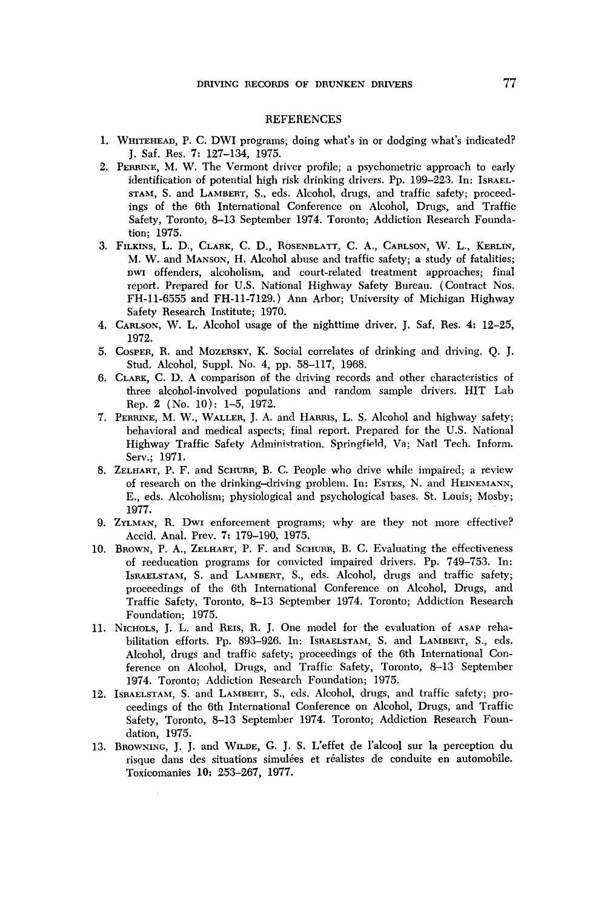## REFERENCES

1. WHITEHEAD, P. C. DWI programs; doing what's in or dodging what's indicated? J. Saf. Res. 7: 127–134, 1975.
2. PERRINE, M. W. The Vermont driver profile; a psychometric approach to early identification of potential high risk drinking drivers. Pp. 199–223. In: ISRAELSTAM, S. and LAMBERT, S., eds. Alcohol, drugs, and traffic safety; proceedings of the 6th International Conference on Alcohol, Drugs, and Traffic Safety, Toronto, 8–13 September 1974. Toronto; Addiction Research Foundation; 1975.
3. FILKINS, L. D., CLARK, C. D., ROSENBLATT, C. A., CARLSON, W. L., KERLIN, M. W. and MANSON, H. Alcohol abuse and traffic safety; a study of fatalities; DWI offenders, alcoholism, and court-related treatment approaches; final report. Prepared for U.S. National Highway Safety Bureau. (Contract Nos. FH-11-6555 and FH-11-7129.) Ann Arbor; University of Michigan Highway Safety Research Institute; 1970.
4. CARLSON, W. L. Alcohol usage of the nighttime driver. J. Saf. Res. 4: 12–25, 1972.
5. COSPER, R. and MOZERSKY, K. Social correlates of drinking and driving. Q. J. Stud. Alcohol, Suppl. No. 4, pp. 58–117, 1968.
6. CLARK, C. D. A comparison of the driving records and other characteristics of three alcohol-involved populations and random sample drivers. HIT Lab Rep. 2 (No. 10): 1–5, 1972.
7. PERRINE, M. W., WALLER, J. A. and HARRIS, L. S. Alcohol and highway safety; behavioral and medical aspects; final report. Prepared for the U.S. National Highway Traffic Safety Administration. Springfield, Va; Natl Tech. Inform. Serv.; 1971.
8. ZELHART, P. F. and SCHURR, B. C. People who drive while impaired; a review of research on the drinking–driving problem. In: ESTES, N. and HEINEMANN, E., eds. Alcoholism; physiological and psychological bases. St. Louis; Mosby; 1977.
9. ZYLMAN, R. DWI enforcement programs; why are they not more effective? Accid. Anal. Prev. 7: 179–190, 1975.
10. BROWN, P. A., ZELHART, P. F. and SCHURR, B. C. Evaluating the effectiveness of reeducation programs for convicted impaired drivers. Pp. 749–753. In: ISRAELSTAM, S. and LAMBERT, S., eds. Alcohol, drugs and traffic safety; proceedings of the 6th International Conference on Alcohol, Drugs, and Traffic Safety, Toronto, 8–13 September 1974. Toronto; Addiction Research Foundation; 1975.
11. NICHOLS, J. L. and REIS, R. J. One model for the evaluation of ASAP rehabilitation efforts. Pp. 893–926. In: ISRAELSTAM, S. and LAMBERT, S., eds. Alcohol, drugs and traffic safety; proceedings of the 6th International Conference on Alcohol, Drugs, and Traffic Safety, Toronto, 8–13 September 1974. Toronto; Addiction Research Foundation; 1975.
12. ISRAELSTAM, S. and LAMBERT, S., eds. Alcohol, drugs, and traffic safety; proceedings of the 6th International Conference on Alcohol, Drugs, and Traffic Safety, Toronto, 8–13 September 1974. Toronto; Addiction Research Foundation, 1975.
13. BROWNING, J. J. and WILDE, G. J. S. L'effet de l'alcool sur la perception du risque dans des situations simulées et réalistes de conduite en automobile. Toxicomanies 10: 253–267, 1977.